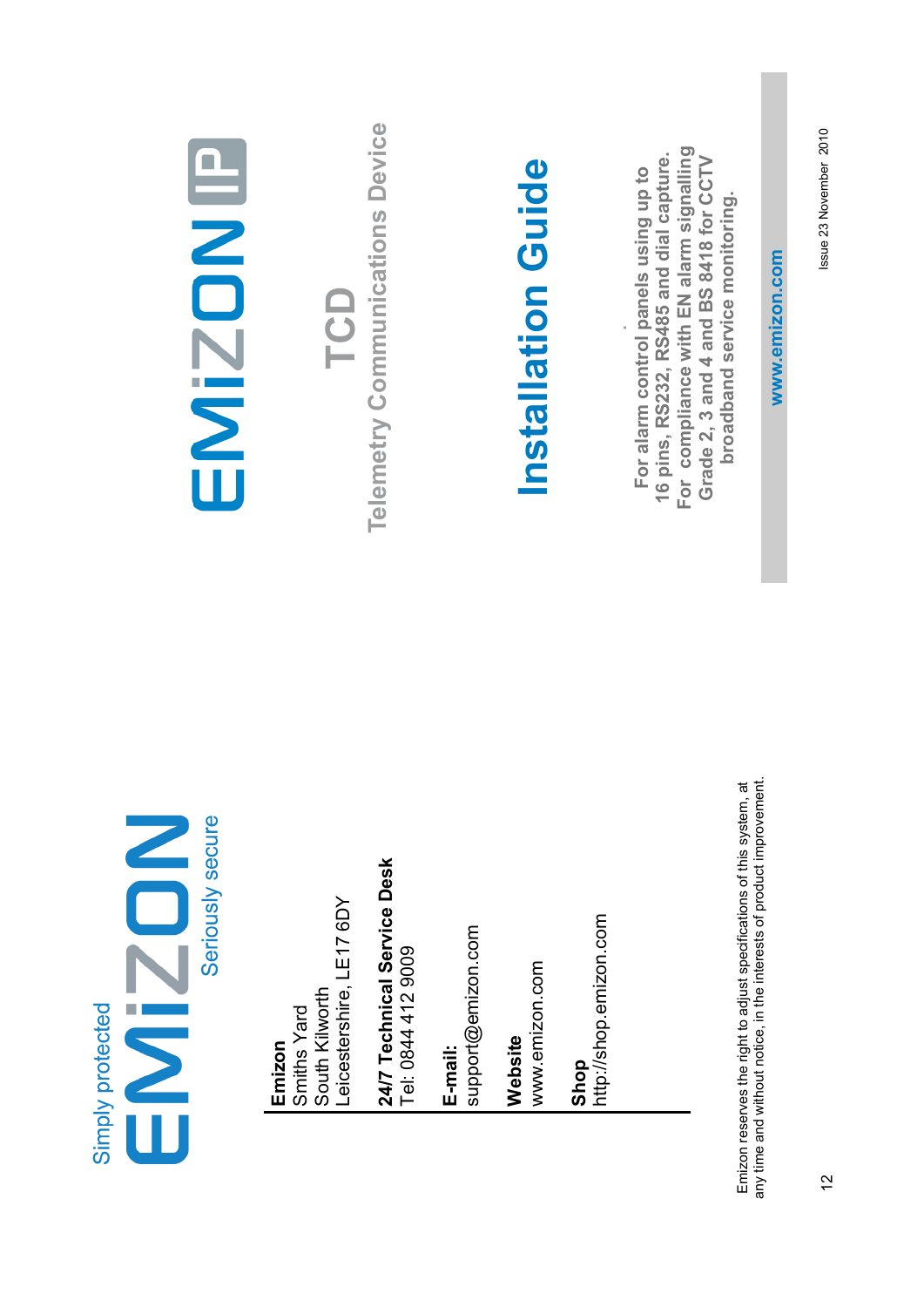# EMiZON IP

## TCD

### Telemetry Communications Device

# Installation Guide

**For alarm control panels using up to 16 pins, RS232, RS485 and dial capture. For compliance with EN alarm signalling Grade 2, 3 and 4 and BS 8418 for CCTV broadband service monitoring.**

**www.emizon.com**

Issue 23 November 2010

Simply protected

EMiZON

Seriously secure

**Emizon**
Smiths Yard
South Kilworth
Leicestershire, LE17 6DY

**24/7 Technical Service Desk**
Tel: 0844 412 9009

**E-mail:**
support@emizon.com

**Website**
www.emizon.com

**Shop**
http://shop.emizon.com

Emizon reserves the right to adjust specifications of this system, at any time and without notice, in the interests of product improvement.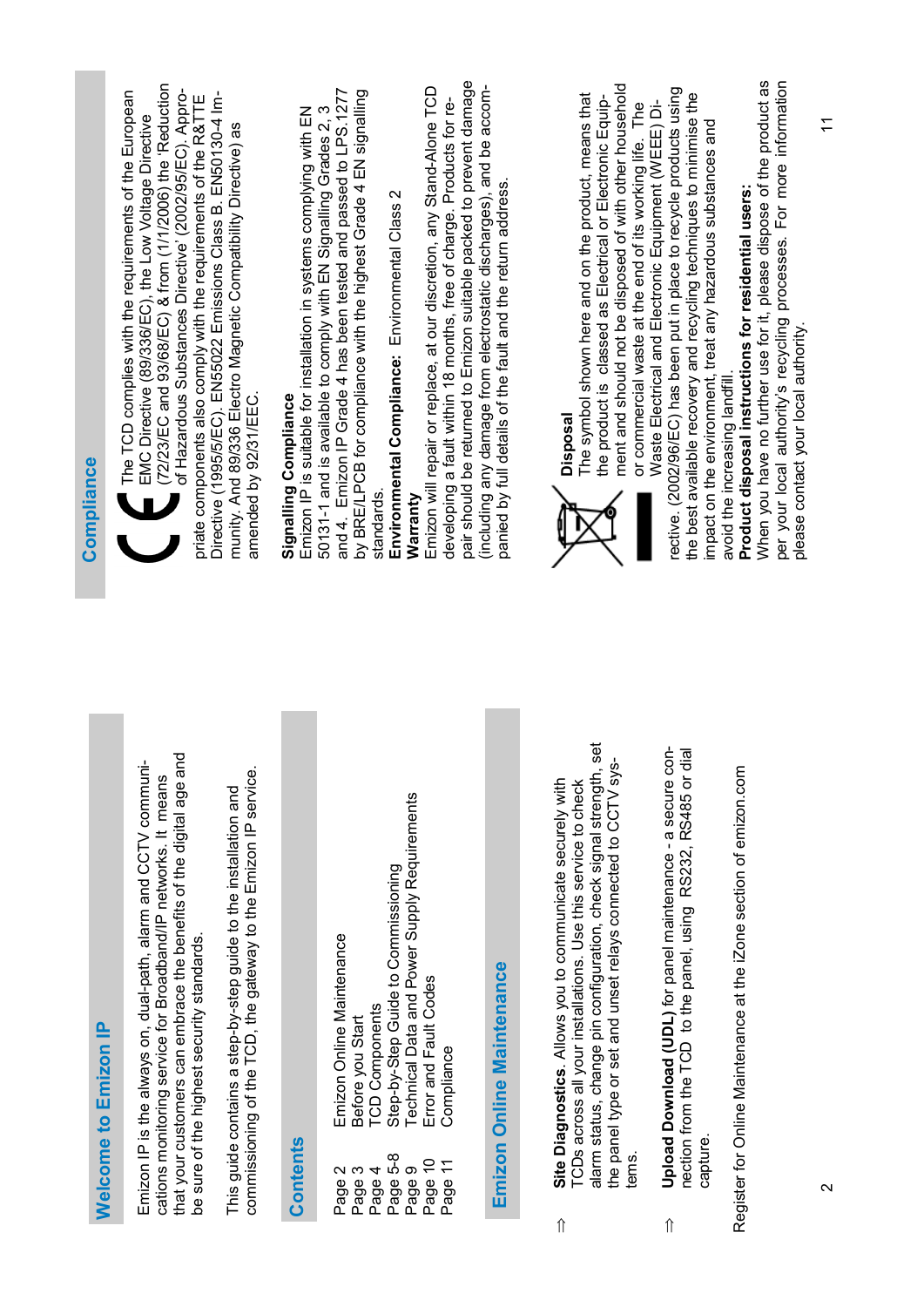## Welcome to Emizon IP

Emizon IP is the always on, dual-path, alarm and CCTV communications monitoring service for Broadband/IP networks. It means that your customers can embrace the benefits of the digital age and be sure of the highest security standards.

This guide contains a step-by-step guide to the installation and commissioning of the TCD, the gateway to the Emizon IP service.

## Contents

| | |
|---|---|
| Page 2 | Emizon Online Maintenance |
| Page 3 | Before you Start |
| Page 4 | TCD Components |
| Page 5-8 | Step-by-Step Guide to Commissioning |
| Page 9 | Technical Data and Power Supply Requirements |
| Page 10 | Error and Fault Codes |
| Page 11 | Compliance |

## Emizon Online Maintenance

⇨ **Site Diagnostics**. Allows you to communicate securely with TCDs across all your installations. Use this service to check alarm status, change pin configuration, check signal strength, set the panel type or set and unset relays connected to CCTV systems.

⇨ **Upload Download (UDL)** for panel maintenance - a secure connection from the TCD to the panel, using RS232, RS485 or dial capture.

Register for Online Maintenance at the iZone section of emizon.com

## Compliance

The TCD complies with the requirements of the European EMC Directive (89/336/EC), the Low Voltage Directive (72/23/EC and 93/68/EC) & from (1/1/2006) the 'Reduction of Hazardous Substances Directive' (2002/95/EC). Appropriate components also comply with the requirements of the R&TTE Directive (1995/5/EC). EN55022 Emissions Class B. EN50130-4 Immunity. And 89/336 Electro Magnetic Compatibility Directive) as amended by 92/31/EEC.

**Signalling Compliance**
Emizon IP is suitable for installation in systems complying with EN 50131-1 and is available to comply with EN Signalling Grades 2, 3 and 4. Emizon IP Grade 4 has been tested and passed to LPS.1277 by BRE/LPCB for compliance with the highest Grade 4 EN signalling standards.

**Environmental Compliance:** Environmental Class 2

**Warranty**
Emizon will repair or replace, at our discretion, any Stand-Alone TCD developing a fault within 18 months, free of charge. Products for repair should be returned to Emizon suitable packed to prevent damage (including any damage from electrostatic discharges), and be accompanied by full details of the fault and the return address.

**Disposal**
The symbol shown here and on the product, means that the product is classed as Electrical or Electronic Equipment and should not be disposed of with other household or commercial waste at the end of its working life. The Waste Electrical and Electronic Equipment (WEEE) Directive. (2002/96/EC) has been put in place to recycle products using the best available recovery and recycling techniques to minimise the impact on the environment, treat any hazardous substances and avoid the increasing landfill.

**Product disposal instructions for residential users:**
When you have no further use for it, please dispose of the product as per your local authority's recycling processes. For more information please contact your local authority.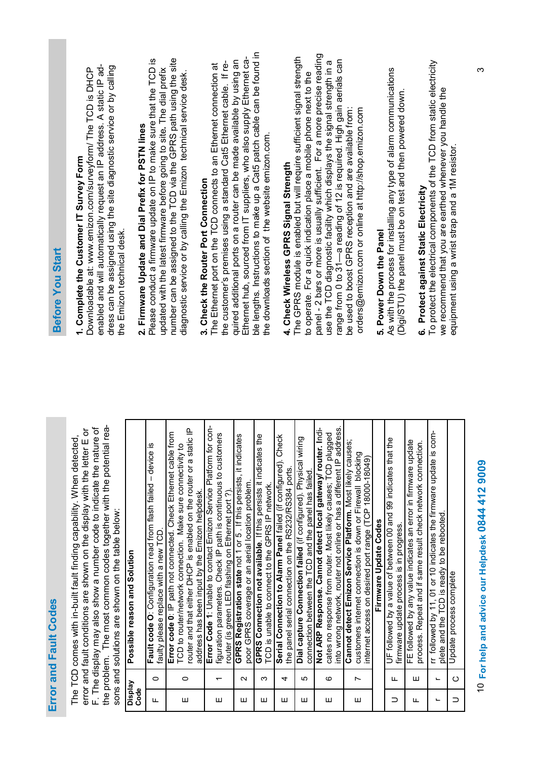# Error and Fault Codes

The TCD comes with in-built fault finding capability. When detected, error and fault conditions are shown on the display with the letter E or F. The display may also show a number code to indicate the nature of the problem. The most common codes together with the potential reasons and solutions are shown on the table below:

| Display Code | | Possible reason and Solution |
|---|---|---|
| F | 0 | **Fault code O**: Configuration read from flash failed – device is faulty please replace with a new TCD. |
| E | 0 | **Error code 0**: IP path not connected. Check Ethernet cable from TCD to router/network connection. Make sure connectivity to router and that either DHCP is enabled on the router or a static IP address has been input by the Emizon helpdesk. |
| E | 1 | **Error Code 1**: Unable to contact Emizon Service Platform for configuration parameters. Check IP path is continuous to customers router (is green LED flashing on Ethernet port ?). |
| E | 2 | **GPRS Registration state** not 1 or 5. If this persists, it indicates poor GPRS coverage or an aerial location problem. |
| E | 3 | **GPRS Connection not available**. If this persists it indicates the TCD is unable to connect to the GPRS IP network. |
| E | 4 | **Serial Connection to Alarm Panel** failed (if configured). Check the panel serial connection on the RS232/RS384 ports. |
| E | 5 | **Dial capture Connection failed** (if configured). Physical wiring connection between the TCD and the panel has failed. |
| E | 6 | **Not ARP Response. Cannot detect local gateway/ router.** Indicates no response from router. Most likely causes; TCD plugged into wrong network, router not online or has a different IP address. |
| E | 7 | **Cannot detect Emizon Service Platform.** Most likely causes; customers internet connection is down or Firewall blocking internet access on desired port range (TCP 18000-18049) |
| | | **Firmware Update Codes** |
| U | F | UF followed by a value of between 00 and 99 indicates that the firmware update process is in progress. |
| F | E | FE followed by any value indicates an error in firmware update process. Repeat and if same result check network connection. |
| r | r | rr followed by 11, 01 or 10 indicates the firmware update is complete and the TCD is ready to be rebooted. |
| U | C | Update process complete |

**For help and advice our Helpdesk 0844 412 9009**

# Before You Start

**1. Complete the Customer IT Survey Form**
Downloadable at: www.emizon.com/surveyform/ The TCD is DHCP enabled and will automatically request an IP address. A static IP address can be assigned using the site diagnostic service or by calling the Emizon technical desk.

**2. Firmware Update and Dial Prefix for PSTN lines**
Please conduct a firmware update on IP to make sure that the TCD is updated with the latest firmware before going to site. The dial prefix number can be assigned to the TCD via the GPRS path using the site diagnostic service or by calling the Emizon technical service desk.

**3. Check the Router Port Connection**
The Ethernet port on the TCD connects to an Ethernet connection at the customer's premises using a standard Cat5 Ethernet cable. If required additional ports on a router can be made available by using an Ethernet hub, sourced from IT suppliers, who also supply Ethernet cable lengths. Instructions to make up a Cat5 patch cable can be found in the downloads section of the website emizon.com.

**4. Check Wireless GPRS Signal Strength**
The GPRS module is enabled but will require sufficient signal strength to operate. For a quick indication place a mobile phone next to the panel - 2 bars or more is usually sufficient. For a more precise reading use the TCD diagnostic facility which displays the signal strength in a range from 0 to 31—a reading of 12 is required. High gain aerials can be used to boost GPRS reception and are available from: orders@emizon.com or online at http://shop.emizon.com

**5. Power Down the Panel**
As with the process for installing any type of alarm communications (Digi/STU) the panel must be on test and then powered down.

**6. Protect against Static Electricity**
To protect the electrical components of the TCD from static electricity we recommend that you are earthed whenever you handle the equipment using a wrist strap and a 1M resistor.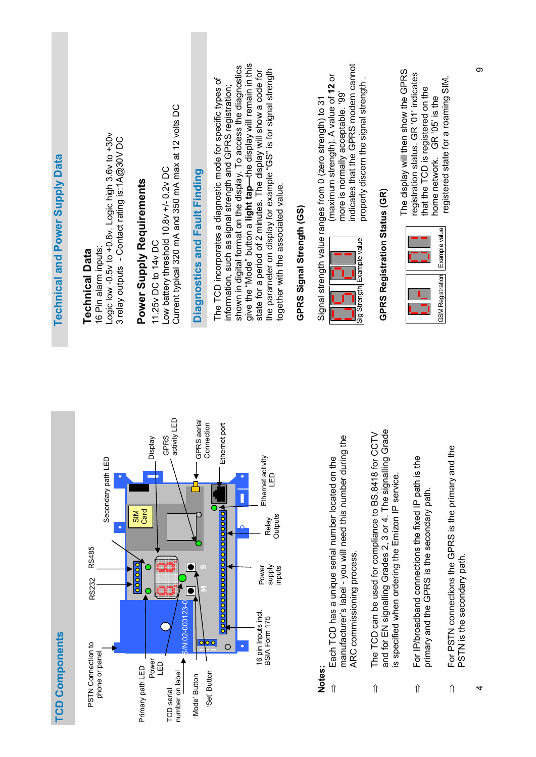## TCD Components

PSTN Connection to phone or panel

RS232

RS485

Secondary path LED

Primary path LED

Power LED

TCD serial number on label

'Mode' Button

'Set' Button

Display

GPRS activity LED

GPRS aerial Connection

Ethernet port

Ethernet activity LED

Relay Outputs

Power supply inputs

16 pin Inputs incl. BSIA Form 175

**Notes:**

⇨ Each TCD has a unique serial number located on the manufacturer's label - you will need this number during the ARC commissioning process.

⇨ The TCD can be used for compliance to BS.8418 for CCTV and for EN signalling Grades 2, 3 or 4. The signalling Grade is specified when ordering the Emizon IP service.

⇨ For IP/broadband connections the fixed IP path is the primary and the GPRS is the secondary path.

⇨ For PSTN connections the GPRS is the primary and the PSTN is the secondary path.

## Technical and Power Supply Data

### Technical Data

16 Pin alarm inputs:
Logic low -0.5v to +0.8v. Logic high 3.6v to +30v
3 relay outputs - Contact rating is:1A@30V DC

### Power Supply Requirements

11.25v DC to 14v DC
Low battery threshold 10.8v +/- 0.2v DC
Current typical 320 mA and 350 mA max at 12 volts DC

## Diagnostics and Fault Finding

The TCD incorporates a diagnostic mode for specific types of information, such as signal strength and GPRS registration; shown in digital format on the display. To access the diagnostics give the "Mode" button a **light tap**—the display will remain in this state for a period of 2 minutes. The display will show a code for the parameter on display for example "GS" is for signal strength together with the associated value.

### GPRS Signal Strength (GS)

Signal strength value ranges from 0 (zero strength) to 31 (maximum strength). A value of **12** or more is normally acceptable. '99' indicates that the GPRS modem cannot properly discern the signal strength .

Sig Strength | Example value

### GPRS Registration Status (GR)

The display will then show the GPRS registration status. GR '01' indicates that the TCD is registered on the home network. GR '05' is the registered state for a roaming SIM.

GSM Registration | Example value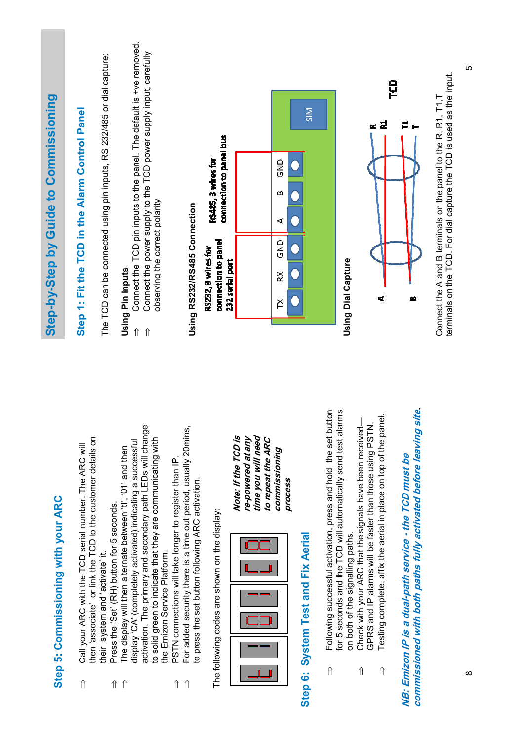# Step-by-Step Guide to Commissioning

## Step 1: Fit the TCD in the Alarm Control Panel

The TCD can be connected using pin inputs, RS 232/485 or dial capture:

### Using Pin Inputs

⇑ Connect the TCD pin inputs to the panel. The default is +ve removed.

⇑ Connect the power supply to the TCD power supply input, carefully observing the correct polarity

### Using RS232/RS485 Connection

RS232, 3 wires for connection to panel 232 serial port

RS485, 3 wires for connection to panel bus

TX RX GND A B GND

SIM

### Using Dial Capture

A B R R1 T1 T TCD

Connect the A and B terminals on the panel to the R, R1, T1,T terminals on the TCD. For dial capture the TCD is used as the input.

## Step 5: Commissioning with your ARC

⇑ Call your ARC with the TCD serial number. The ARC will then 'associate' or link the TCD to the customer details on their system and 'activate' it.

⇑ Press the 'Set' (RH) button for 5 seconds.

⇑ The display will then alternate between 'tl', '01' and then display 'CA' (completely activated) indicating a successful activation. The primary and secondary path LEDs will change to solid green to indicate that they are communicating with the Emizon Service Platform.

⇑ PSTN connections will take longer to register than IP.

⇑ For added security there is a time out period, usually 20mins, to press the set button following ARC activation.

The following codes are shown on the display:

*Note: If the TCD is re-powered at any time you will need to repeat the ARC commissioning process*

## Step 6: System Test and Fix Aerial

⇑ Following successful activation, press and hold the set button for 5 seconds and the TCD will automatically send test alarms on both of the signalling paths.

⇑ Check with your ARC that the signals have been received—GPRS and IP alarms will be faster than those using PSTN.

⇑ Testing complete, affix the aerial in place on top of the panel.

***NB: Emizon IP is a dual-path service - the TCD must be commissioned with both paths fully activated before leaving site.***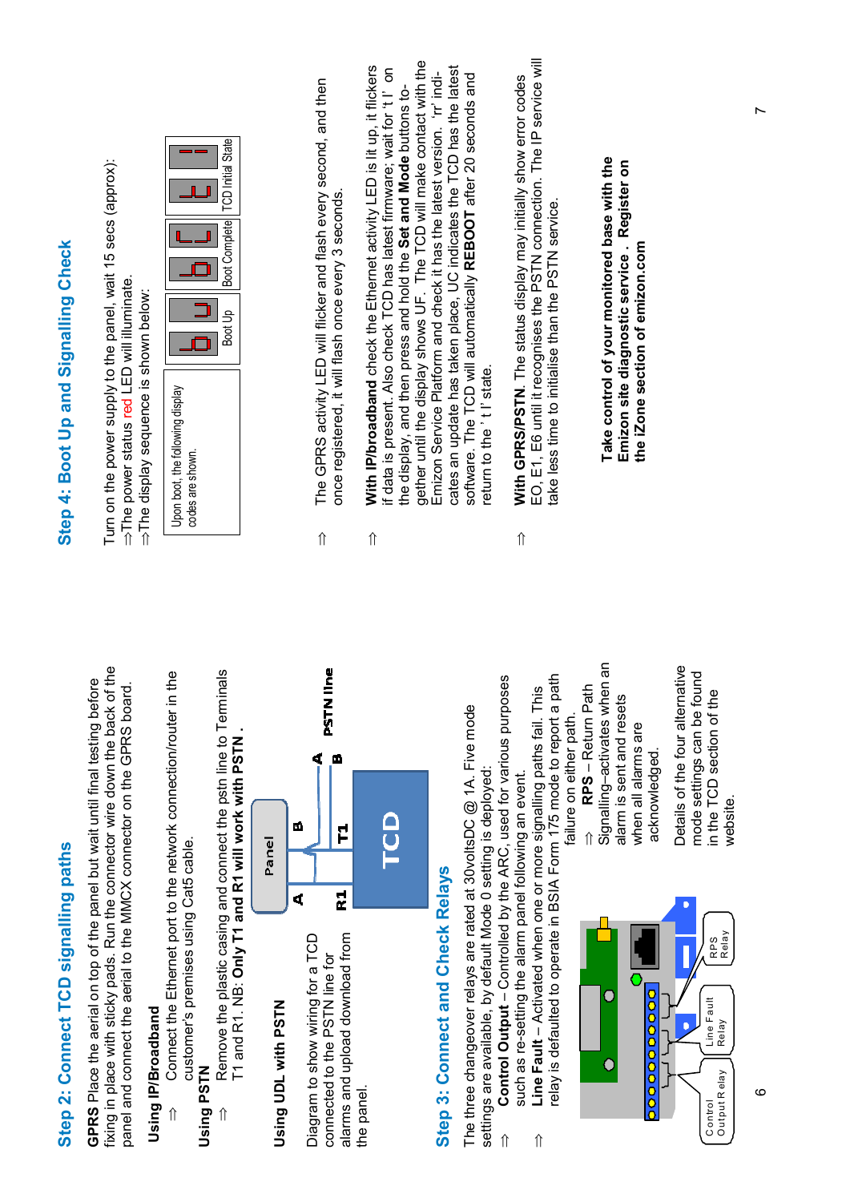## Step 2: Connect TCD signalling paths

**GPRS** Place the aerial on top of the panel but wait until final testing before fixing in place with sticky pads. Run the connector wire down the back of the panel and connect the aerial to the MMCX connector on the GPRS board.

**Using IP/Broadband**

⇒ Connect the Ethernet port to the network connection/router in the customer's premises using Cat5 cable.

**Using PSTN**

⇒ Remove the plastic casing and connect the pstn line to Terminals T1 and R1. NB: **Only T1 and R1 will work with PSTN .**

### Using UDL with PSTN

Diagram to show wiring for a TCD connected to the PSTN line for alarms and upload download from the panel.

Panel
A
B
R1
T1
TCD
A
B
PSTN line

## Step 3: Connect and Check Relays

The three changeover relays are rated at 30voltsDC @ 1A. Five mode settings are available, by default Mode 0 setting is deployed:

⇒ **Control Output** – Controlled by the ARC, used for various purposes such as re-setting the alarm panel following an event.

⇒ **Line Fault** – Activated when one or more signalling paths fail. This relay is defaulted to operate in BSIA Form 175 mode to report a path failure on either path.

⇒ **RPS** – Return Path Signalling–activates when an alarm is sent and resets when all alarms are acknowledged.

Control Output Relay
Line Fault Relay
RPS Relay

Details of the four alternative mode settings can be found in the TCD section of the website.

## Step 4: Boot Up and Signalling Check

Turn on the power supply to the panel, wait 15 secs (approx):
⇒The power status red LED will illuminate.
⇒The display sequence is shown below:

| Upon boot, the following display codes are shown. | Boot Up | Boot Complete | TCD Initial State |
|---|---|---|---|

⇒ The GPRS activity LED will flicker and flash every second, and then once registered, it will flash once every 3 seconds.

⇒ **With IP/broadband** check the Ethernet activity LED is lit up, it flickers if data is present. Also check TCD has latest firmware; wait for 't l' on the display, and then press and hold the **Set and Mode** buttons together until the display shows UF. The TCD will make contact with the Emizon Service Platform and check it has the latest version. 'rr' indicates an update has taken place, UC indicates the TCD has the latest software. The TCD will automatically **REBOOT** after 20 seconds and return to the ' t l' state.

⇒ **With GPRS/PSTN**. The status display may initially show error codes EO, E1, E6 until it recognises the PSTN connection. The IP service will take less time to initialise than the PSTN service.

**Take control of your monitored base with the Emizon site diagnostic service . Register on the iZone section of emizon.com**